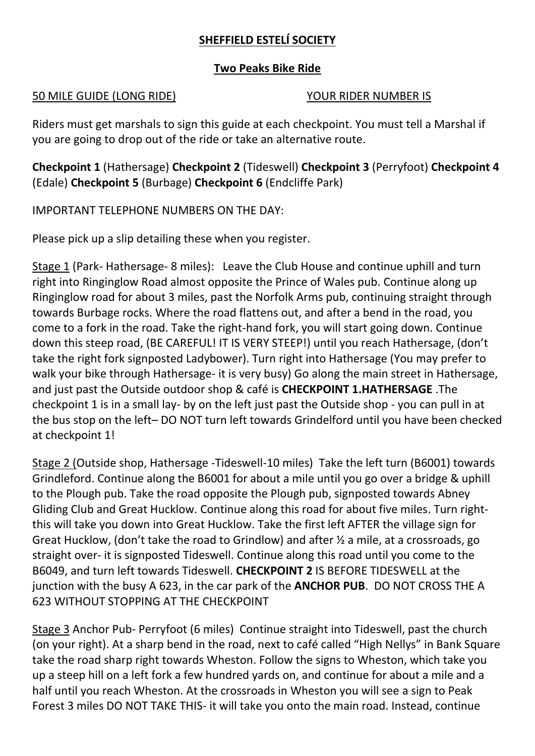# **SHEFFIELD ESTELÍ SOCIETY**

## **Two Peaks Bike Ride**

50 MILE GUIDE (LONG RIDE) YOUR RIDER NUMBER IS

Riders must get marshals to sign this guide at each checkpoint. You must tell a Marshal if you are going to drop out of the ride or take an alternative route.

**Checkpoint 1** (Hathersage) **Checkpoint 2** (Tideswell) **Checkpoint 3** (Perryfoot) **Checkpoint 4** (Edale) **Checkpoint 5** (Burbage) **Checkpoint 6** (Endcliffe Park)

IMPORTANT TELEPHONE NUMBERS ON THE DAY:

Please pick up a slip detailing these when you register.

Stage 1 (Park- Hathersage- 8 miles): Leave the Club House and continue uphill and turn right into Ringinglow Road almost opposite the Prince of Wales pub. Continue along up Ringinglow road for about 3 miles, past the Norfolk Arms pub, continuing straight through towards Burbage rocks. Where the road flattens out, and after a bend in the road, you come to a fork in the road. Take the right-hand fork, you will start going down. Continue down this steep road, (BE CAREFUL! IT IS VERY STEEP!) until you reach Hathersage, (don't take the right fork signposted Ladybower). Turn right into Hathersage (You may prefer to walk your bike through Hathersage- it is very busy) Go along the main street in Hathersage, and just past the Outside outdoor shop & café is **CHECKPOINT 1.HATHERSAGE** .The checkpoint 1 is in a small lay- by on the left just past the Outside shop - you can pull in at the bus stop on the left– DO NOT turn left towards Grindelford until you have been checked at checkpoint 1!

Stage 2 (Outside shop, Hathersage -Tideswell-10 miles) Take the left turn (B6001) towards Grindleford. Continue along the B6001 for about a mile until you go over a bridge & uphill to the Plough pub. Take the road opposite the Plough pub, signposted towards Abney Gliding Club and Great Hucklow. Continue along this road for about five miles. Turn right- this will take you down into Great Hucklow. Take the first left AFTER the village sign for Great Hucklow, (don't take the road to Grindlow) and after ½ a mile, at a crossroads, go straight over- it is signposted Tideswell. Continue along this road until you come to the B6049, and turn left towards Tideswell. **CHECKPOINT 2** IS BEFORE TIDESWELL at the junction with the busy A 623, in the car park of the **ANCHOR PUB**. DO NOT CROSS THE A 623 WITHOUT STOPPING AT THE CHECKPOINT

Stage 3 Anchor Pub- Perryfoot (6 miles) Continue straight into Tideswell, past the church (on your right). At a sharp bend in the road, next to café called "High Nellys" in Bank Square take the road sharp right towards Wheston. Follow the signs to Wheston, which take you up a steep hill on a left fork a few hundred yards on, and continue for about a mile and a half until you reach Wheston. At the crossroads in Wheston you will see a sign to Peak Forest 3 miles DO NOT TAKE THIS- it will take you onto the main road. Instead, continue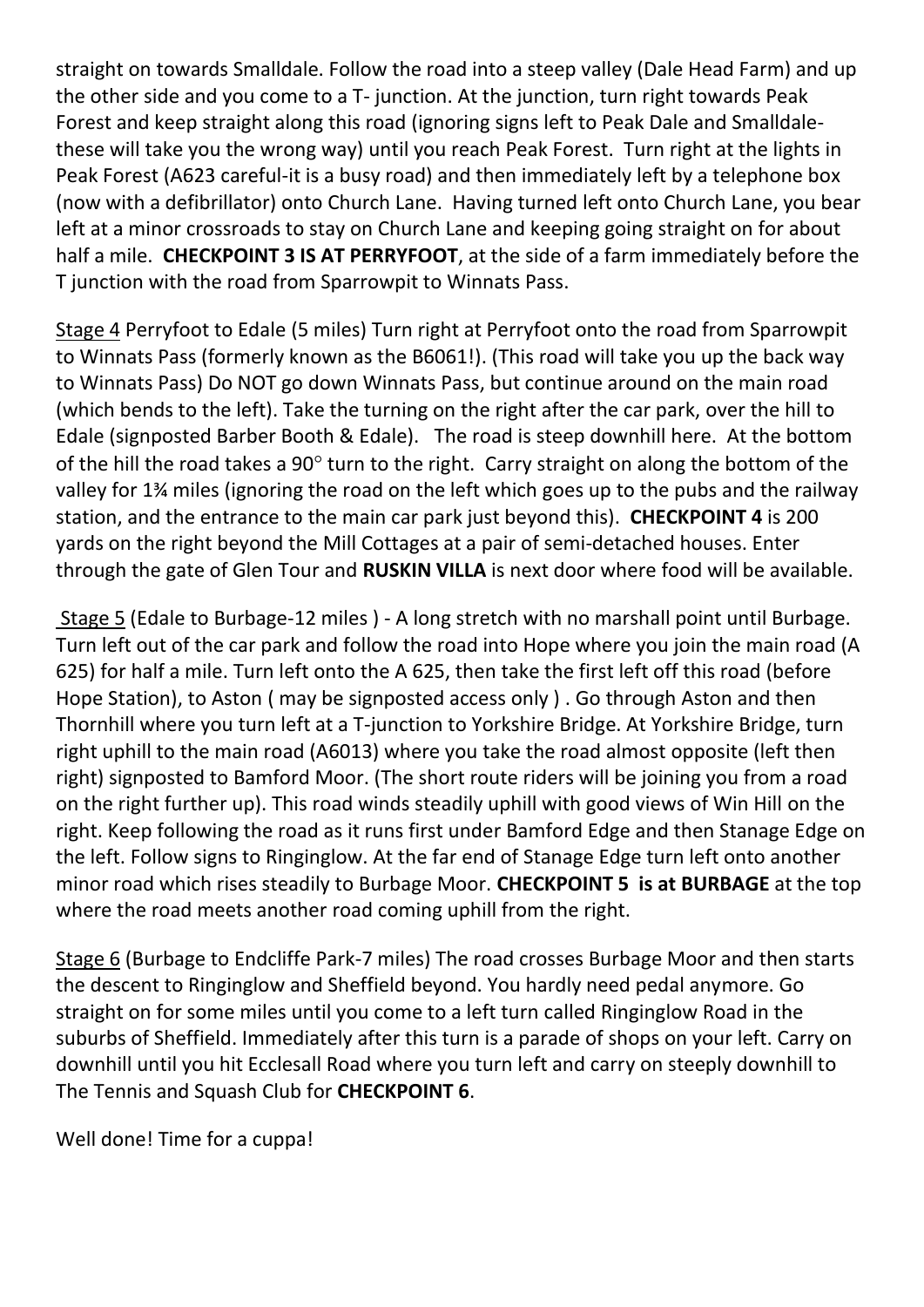straight on towards Smalldale. Follow the road into a steep valley (Dale Head Farm) and up the other side and you come to a T- junction. At the junction, turn right towards Peak Forest and keep straight along this road (ignoring signs left to Peak Dale and Smalldale- these will take you the wrong way) until you reach Peak Forest. Turn right at the lights in Peak Forest (A623 careful-it is a busy road) and then immediately left by a telephone box (now with a defibrillator) onto Church Lane. Having turned left onto Church Lane, you bear left at a minor crossroads to stay on Church Lane and keeping going straight on for about half a mile. **CHECKPOINT 3 IS AT PERRYFOOT**, at the side of a farm immediately before the T junction with the road from Sparrowpit to Winnats Pass.

<u>Stage 4</u> Perryfoot to Edale (5 miles) Turn right at Perryfoot onto the road from Sparrowpit to Winnats Pass (formerly known as the B6061!). (This road will take you up the back way to Winnats Pass) Do NOT go down Winnats Pass, but continue around on the main road (which bends to the left). Take the turning on the right after the car park, over the hill to Edale (signposted Barber Booth & Edale). The road is steep downhill here. At the bottom of the hill the road takes a 90° turn to the right. Carry straight on along the bottom of the valley for 1¾ miles (ignoring the road on the left which goes up to the pubs and the railway station, and the entrance to the main car park just beyond this). **CHECKPOINT 4** is 200 yards on the right beyond the Mill Cottages at a pair of semi-detached houses. Enter through the gate of Glen Tour and **RUSKIN VILLA** is next door where food will be available.

<u>Stage 5</u> (Edale to Burbage-12 miles ) - A long stretch with no marshall point until Burbage. Turn left out of the car park and follow the road into Hope where you join the main road (A 625) for half a mile. Turn left onto the A 625, then take the first left off this road (before Hope Station), to Aston ( may be signposted access only ) . Go through Aston and then Thornhill where you turn left at a T-junction to Yorkshire Bridge. At Yorkshire Bridge, turn right uphill to the main road (A6013) where you take the road almost opposite (left then right) signposted to Bamford Moor. (The short route riders will be joining you from a road on the right further up). This road winds steadily uphill with good views of Win Hill on the right. Keep following the road as it runs first under Bamford Edge and then Stanage Edge on the left. Follow signs to Ringinglow. At the far end of Stanage Edge turn left onto another minor road which rises steadily to Burbage Moor. **CHECKPOINT 5 is at BURBAGE** at the top where the road meets another road coming uphill from the right.

<u>Stage 6</u> (Burbage to Endcliffe Park-7 miles) The road crosses Burbage Moor and then starts the descent to Ringinglow and Sheffield beyond. You hardly need pedal anymore. Go straight on for some miles until you come to a left turn called Ringinglow Road in the suburbs of Sheffield. Immediately after this turn is a parade of shops on your left. Carry on downhill until you hit Ecclesall Road where you turn left and carry on steeply downhill to The Tennis and Squash Club for **CHECKPOINT 6**.

Well done! Time for a cuppa!